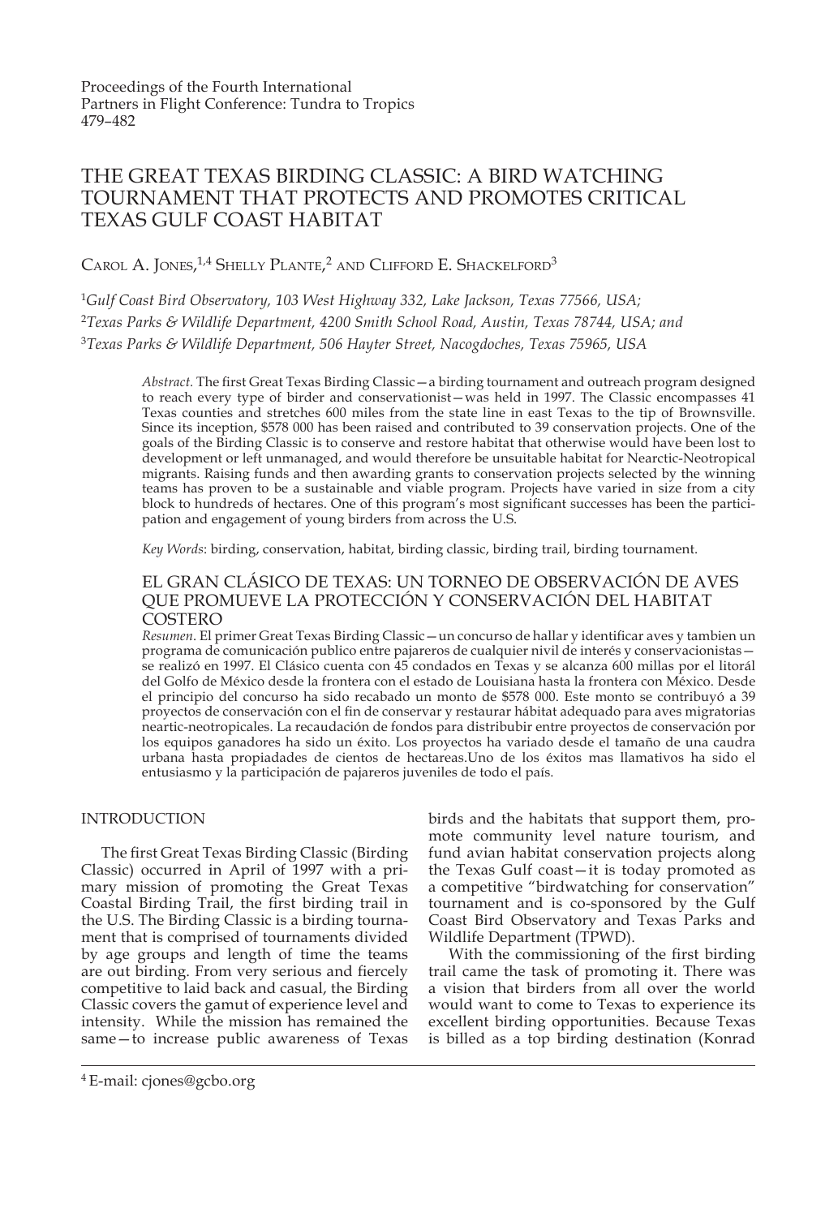Proceedings of the Fourth International
Partners in Flight Conference: Tundra to Tropics
479–482

# THE GREAT TEXAS BIRDING CLASSIC: A BIRD WATCHING TOURNAMENT THAT PROTECTS AND PROMOTES CRITICAL TEXAS GULF COAST HABITAT

Carol A. Jones,[1,4] Shelly Plante,[2] and Clifford E. Shackelford[3]

[1]*Gulf Coast Bird Observatory, 103 West Highway 332, Lake Jackson, Texas 77566, USA;*
[2]*Texas Parks & Wildlife Department, 4200 Smith School Road, Austin, Texas 78744, USA; and*
[3]*Texas Parks & Wildlife Department, 506 Hayter Street, Nacogdoches, Texas 75965, USA*

*Abstract.* The first Great Texas Birding Classic—a birding tournament and outreach program designed to reach every type of birder and conservationist—was held in 1997. The Classic encompasses 41 Texas counties and stretches 600 miles from the state line in east Texas to the tip of Brownsville. Since its inception, $578 000 has been raised and contributed to 39 conservation projects. One of the goals of the Birding Classic is to conserve and restore habitat that otherwise would have been lost to development or left unmanaged, and would therefore be unsuitable habitat for Nearctic-Neotropical migrants. Raising funds and then awarding grants to conservation projects selected by the winning teams has proven to be a sustainable and viable program. Projects have varied in size from a city block to hundreds of hectares. One of this program's most significant successes has been the participation and engagement of young birders from across the U.S.

*Key Words*: birding, conservation, habitat, birding classic, birding trail, birding tournament.

## EL GRAN CLÁSICO DE TEXAS: UN TORNEO DE OBSERVACIÓN DE AVES QUE PROMUEVE LA PROTECCIÓN Y CONSERVACIÓN DEL HABITAT COSTERO

*Resumen*. El primer Great Texas Birding Classic—un concurso de hallar y identificar aves y tambien un programa de comunicación publico entre pajareros de cualquier nivil de interés y conservacionistas—se realizó en 1997. El Clásico cuenta con 45 condados en Texas y se alcanza 600 millas por el litorál del Golfo de México desde la frontera con el estado de Louisiana hasta la frontera con México. Desde el principio del concurso ha sido recabado un monto de $578 000. Este monto se contribuyó a 39 proyectos de conservación con el fin de conservar y restaurar hábitat adequado para aves migratorias neartic-neotropicales. La recaudación de fondos para distribubir entre proyectos de conservación por los equipos ganadores ha sido un éxito. Los proyectos ha variado desde el tamaño de una caudra urbana hasta propiadades de cientos de hectareas.Uno de los éxitos mas llamativos ha sido el entusiasmo y la participación de pajareros juveniles de todo el país.

## INTRODUCTION

The first Great Texas Birding Classic (Birding Classic) occurred in April of 1997 with a primary mission of promoting the Great Texas Coastal Birding Trail, the first birding trail in the U.S. The Birding Classic is a birding tournament that is comprised of tournaments divided by age groups and length of time the teams are out birding. From very serious and fiercely competitive to laid back and casual, the Birding Classic covers the gamut of experience level and intensity. While the mission has remained the same—to increase public awareness of Texas birds and the habitats that support them, promote community level nature tourism, and fund avian habitat conservation projects along the Texas Gulf coast—it is today promoted as a competitive "birdwatching for conservation" tournament and is co-sponsored by the Gulf Coast Bird Observatory and Texas Parks and Wildlife Department (TPWD).

With the commissioning of the first birding trail came the task of promoting it. There was a vision that birders from all over the world would want to come to Texas to experience its excellent birding opportunities. Because Texas is billed as a top birding destination (Konrad

[4] E-mail: cjones@gcbo.org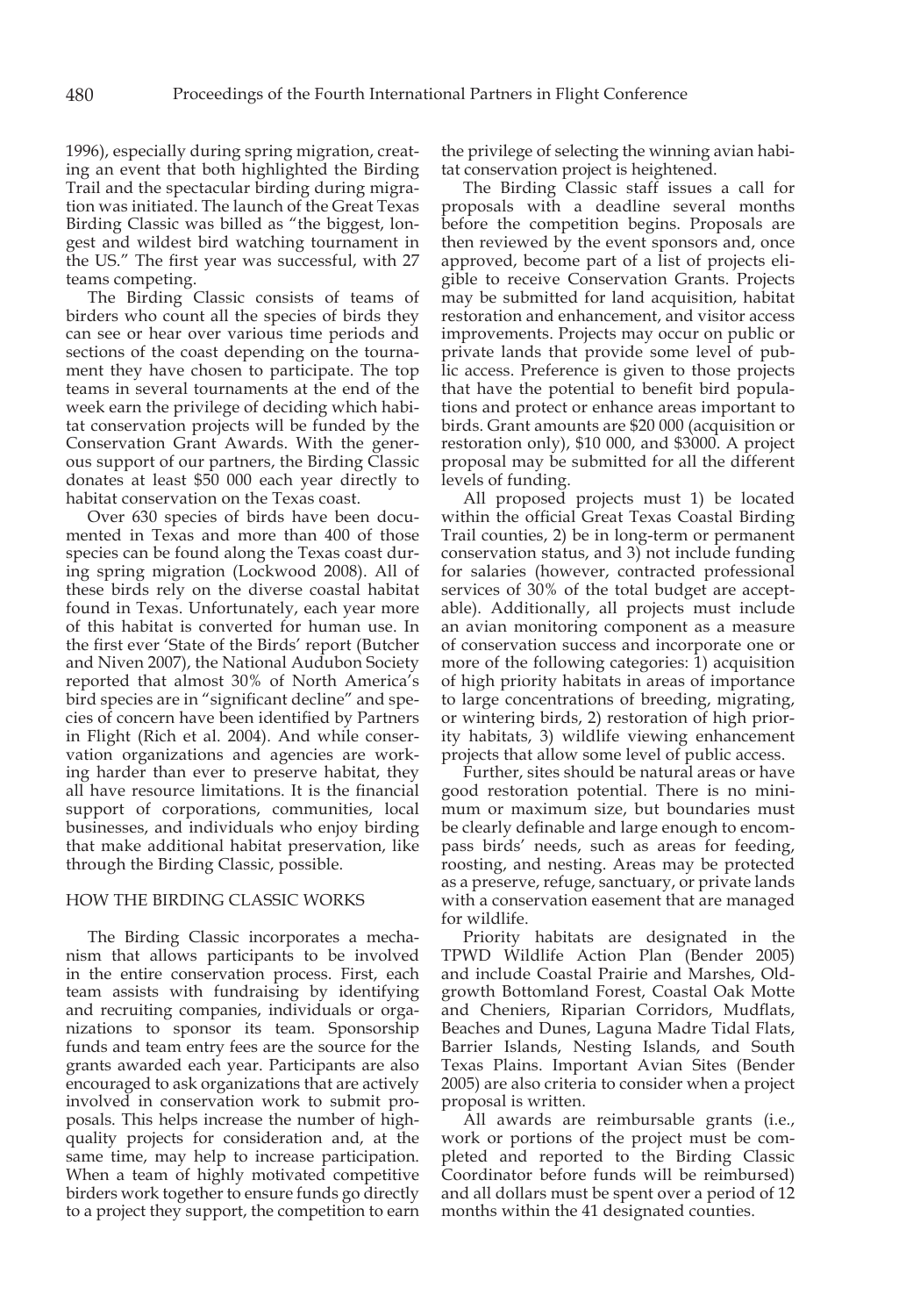1996), especially during spring migration, creating an event that both highlighted the Birding Trail and the spectacular birding during migration was initiated. The launch of the Great Texas Birding Classic was billed as "the biggest, longest and wildest bird watching tournament in the US." The first year was successful, with 27 teams competing.

The Birding Classic consists of teams of birders who count all the species of birds they can see or hear over various time periods and sections of the coast depending on the tournament they have chosen to participate. The top teams in several tournaments at the end of the week earn the privilege of deciding which habitat conservation projects will be funded by the Conservation Grant Awards. With the generous support of our partners, the Birding Classic donates at least $50 000 each year directly to habitat conservation on the Texas coast.

Over 630 species of birds have been documented in Texas and more than 400 of those species can be found along the Texas coast during spring migration (Lockwood 2008). All of these birds rely on the diverse coastal habitat found in Texas. Unfortunately, each year more of this habitat is converted for human use. In the first ever 'State of the Birds' report (Butcher and Niven 2007), the National Audubon Society reported that almost 30% of North America's bird species are in "significant decline" and species of concern have been identified by Partners in Flight (Rich et al. 2004). And while conservation organizations and agencies are working harder than ever to preserve habitat, they all have resource limitations. It is the financial support of corporations, communities, local businesses, and individuals who enjoy birding that make additional habitat preservation, like through the Birding Classic, possible.

## HOW THE BIRDING CLASSIC WORKS

The Birding Classic incorporates a mechanism that allows participants to be involved in the entire conservation process. First, each team assists with fundraising by identifying and recruiting companies, individuals or organizations to sponsor its team. Sponsorship funds and team entry fees are the source for the grants awarded each year. Participants are also encouraged to ask organizations that are actively involved in conservation work to submit proposals. This helps increase the number of high-quality projects for consideration and, at the same time, may help to increase participation. When a team of highly motivated competitive birders work together to ensure funds go directly to a project they support, the competition to earn the privilege of selecting the winning avian habitat conservation project is heightened.

The Birding Classic staff issues a call for proposals with a deadline several months before the competition begins. Proposals are then reviewed by the event sponsors and, once approved, become part of a list of projects eligible to receive Conservation Grants. Projects may be submitted for land acquisition, habitat restoration and enhancement, and visitor access improvements. Projects may occur on public or private lands that provide some level of public access. Preference is given to those projects that have the potential to benefit bird populations and protect or enhance areas important to birds. Grant amounts are $20 000 (acquisition or restoration only), $10 000, and $3000. A project proposal may be submitted for all the different levels of funding.

All proposed projects must 1) be located within the official Great Texas Coastal Birding Trail counties, 2) be in long-term or permanent conservation status, and 3) not include funding for salaries (however, contracted professional services of 30% of the total budget are acceptable). Additionally, all projects must include an avian monitoring component as a measure of conservation success and incorporate one or more of the following categories: 1) acquisition of high priority habitats in areas of importance to large concentrations of breeding, migrating, or wintering birds, 2) restoration of high priority habitats, 3) wildlife viewing enhancement projects that allow some level of public access.

Further, sites should be natural areas or have good restoration potential. There is no minimum or maximum size, but boundaries must be clearly definable and large enough to encompass birds' needs, such as areas for feeding, roosting, and nesting. Areas may be protected as a preserve, refuge, sanctuary, or private lands with a conservation easement that are managed for wildlife.

Priority habitats are designated in the TPWD Wildlife Action Plan (Bender 2005) and include Coastal Prairie and Marshes, Old-growth Bottomland Forest, Coastal Oak Motte and Cheniers, Riparian Corridors, Mudflats, Beaches and Dunes, Laguna Madre Tidal Flats, Barrier Islands, Nesting Islands, and South Texas Plains. Important Avian Sites (Bender 2005) are also criteria to consider when a project proposal is written.

All awards are reimbursable grants (i.e., work or portions of the project must be completed and reported to the Birding Classic Coordinator before funds will be reimbursed) and all dollars must be spent over a period of 12 months within the 41 designated counties.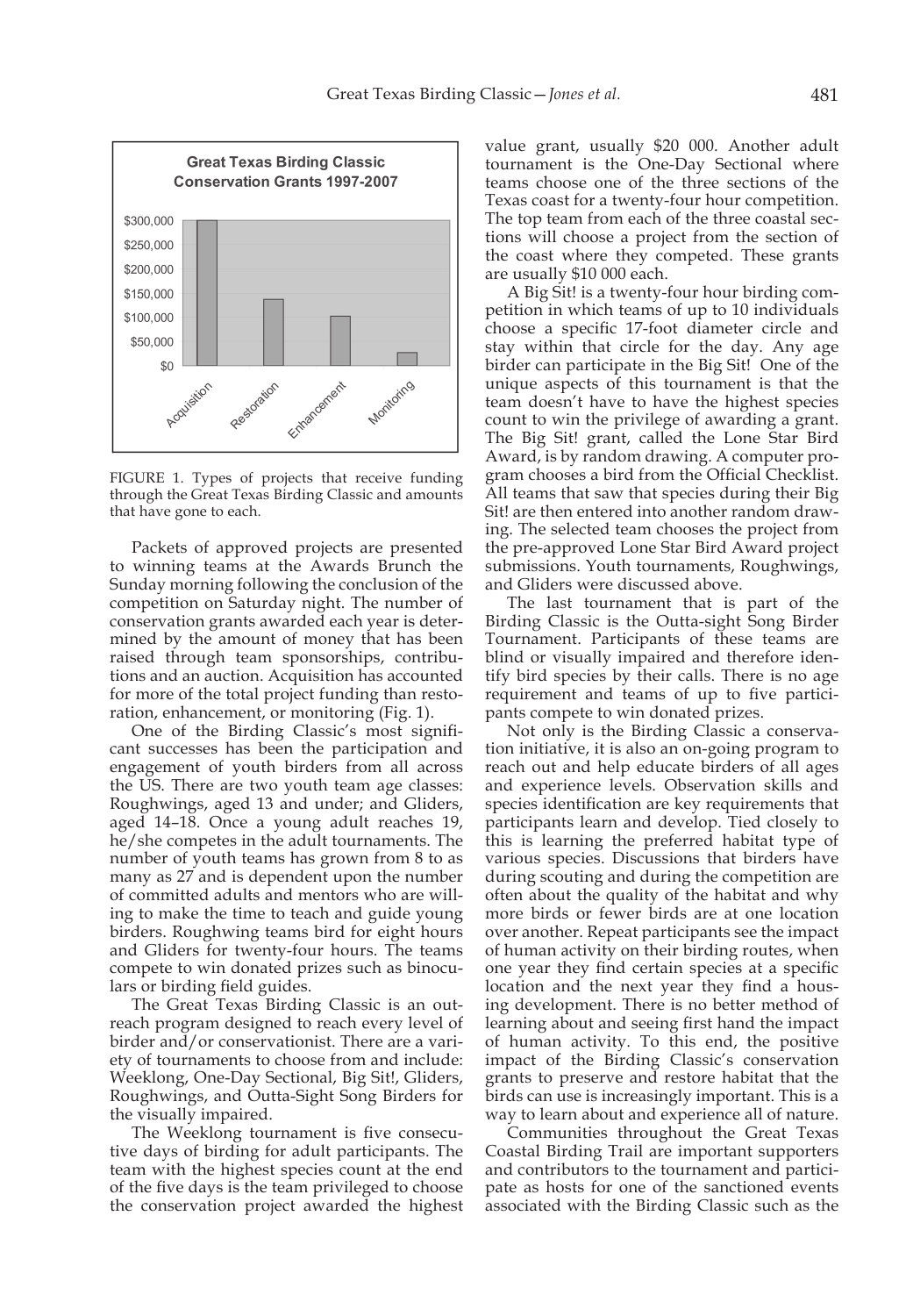Great Texas Birding Classic Conservation Grants 1997-2007

| Category | Amount |
| --- | --- |
| Acquisition | ~$300,000 |
| Restoration | ~$137,000 |
| Enhancement | ~$103,000 |
| Monitoring | ~$27,000 |

FIGURE 1. Types of projects that receive funding through the Great Texas Birding Classic and amounts that have gone to each.

Packets of approved projects are presented to winning teams at the Awards Brunch the Sunday morning following the conclusion of the competition on Saturday night. The number of conservation grants awarded each year is determined by the amount of money that has been raised through team sponsorships, contributions and an auction. Acquisition has accounted for more of the total project funding than restoration, enhancement, or monitoring (Fig. 1).

One of the Birding Classic's most significant successes has been the participation and engagement of youth birders from all across the US. There are two youth team age classes: Roughwings, aged 13 and under; and Gliders, aged 14–18. Once a young adult reaches 19, he/she competes in the adult tournaments. The number of youth teams has grown from 8 to as many as 27 and is dependent upon the number of committed adults and mentors who are willing to make the time to teach and guide young birders. Roughwing teams bird for eight hours and Gliders for twenty-four hours. The teams compete to win donated prizes such as binoculars or birding field guides.

The Great Texas Birding Classic is an outreach program designed to reach every level of birder and/or conservationist. There are a variety of tournaments to choose from and include: Weeklong, One-Day Sectional, Big Sit!, Gliders, Roughwings, and Outta-Sight Song Birders for the visually impaired.

The Weeklong tournament is five consecutive days of birding for adult participants. The team with the highest species count at the end of the five days is the team privileged to choose the conservation project awarded the highest value grant, usually $20 000. Another adult tournament is the One-Day Sectional where teams choose one of the three sections of the Texas coast for a twenty-four hour competition. The top team from each of the three coastal sections will choose a project from the section of the coast where they competed. These grants are usually $10 000 each.

A Big Sit! is a twenty-four hour birding competition in which teams of up to 10 individuals choose a specific 17-foot diameter circle and stay within that circle for the day. Any age birder can participate in the Big Sit! One of the unique aspects of this tournament is that the team doesn't have to have the highest species count to win the privilege of awarding a grant. The Big Sit! grant, called the Lone Star Bird Award, is by random drawing. A computer program chooses a bird from the Official Checklist. All teams that saw that species during their Big Sit! are then entered into another random drawing. The selected team chooses the project from the pre-approved Lone Star Bird Award project submissions. Youth tournaments, Roughwings, and Gliders were discussed above.

The last tournament that is part of the Birding Classic is the Outta-sight Song Birder Tournament. Participants of these teams are blind or visually impaired and therefore identify bird species by their calls. There is no age requirement and teams of up to five participants compete to win donated prizes.

Not only is the Birding Classic a conservation initiative, it is also an on-going program to reach out and help educate birders of all ages and experience levels. Observation skills and species identification are key requirements that participants learn and develop. Tied closely to this is learning the preferred habitat type of various species. Discussions that birders have during scouting and during the competition are often about the quality of the habitat and why more birds or fewer birds are at one location over another. Repeat participants see the impact of human activity on their birding routes, when one year they find certain species at a specific location and the next year they find a housing development. There is no better method of learning about and seeing first hand the impact of human activity. To this end, the positive impact of the Birding Classic's conservation grants to preserve and restore habitat that the birds can use is increasingly important. This is a way to learn about and experience all of nature.

Communities throughout the Great Texas Coastal Birding Trail are important supporters and contributors to the tournament and participate as hosts for one of the sanctioned events associated with the Birding Classic such as the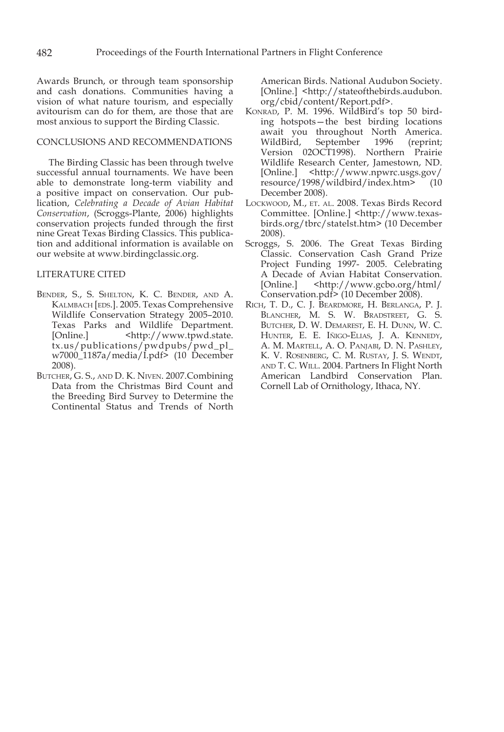Awards Brunch, or through team sponsorship and cash donations. Communities having a vision of what nature tourism, and especially avitourism can do for them, are those that are most anxious to support the Birding Classic.

## CONCLUSIONS AND RECOMMENDATIONS

The Birding Classic has been through twelve successful annual tournaments. We have been able to demonstrate long-term viability and a positive impact on conservation. Our publication, *Celebrating a Decade of Avian Habitat Conservation*, (Scroggs-Plante, 2006) highlights conservation projects funded through the first nine Great Texas Birding Classics. This publication and additional information is available on our website at www.birdingclassic.org.

## LITERATURE CITED

Bender, S., S. Shelton, K. C. Bender, and A. Kalmbach [eds.]. 2005. Texas Comprehensive Wildlife Conservation Strategy 2005–2010. Texas Parks and Wildlife Department. [Online.] <http://www.tpwd.state.tx.us/publications/pwdpubs/pwd_pl_w7000_1187a/media/1.pdf> (10 December 2008).

Butcher, G. S., and D. K. Niven. 2007.Combining Data from the Christmas Bird Count and the Breeding Bird Survey to Determine the Continental Status and Trends of North American Birds. National Audubon Society. [Online.] <http://stateofthebirds.audubon.org/cbid/content/Report.pdf>.

Konrad, P. M. 1996. WildBird's top 50 birding hotspots—the best birding locations await you throughout North America. WildBird, September 1996 (reprint; Version 02OCT1998). Northern Prairie Wildlife Research Center, Jamestown, ND. [Online.] <http://www.npwrc.usgs.gov/resource/1998/wildbird/index.htm> (10 December 2008).

Lockwood, M., et. al. 2008. Texas Birds Record Committee. [Online.] <http://www.texasbirds.org/tbrc/statelst.htm> (10 December 2008).

Scroggs, S. 2006. The Great Texas Birding Classic. Conservation Cash Grand Prize Project Funding 1997- 2005. Celebrating A Decade of Avian Habitat Conservation. [Online.] <http://www.gcbo.org/html/Conservation.pdf> (10 December 2008).

Rich, T. D., C. J. Beardmore, H. Berlanga, P. J. Blancher, M. S. W. Bradstreet, G. S. Butcher, D. W. Demarest, E. H. Dunn, W. C. Hunter, E. E. Iñigo-Elias, J. A. Kennedy, A. M. Martell, A. O. Panjabi, D. N. Pashley, K. V. Rosenberg, C. M. Rustay, J. S. Wendt, and T. C. Will. 2004. Partners In Flight North American Landbird Conservation Plan. Cornell Lab of Ornithology, Ithaca, NY.